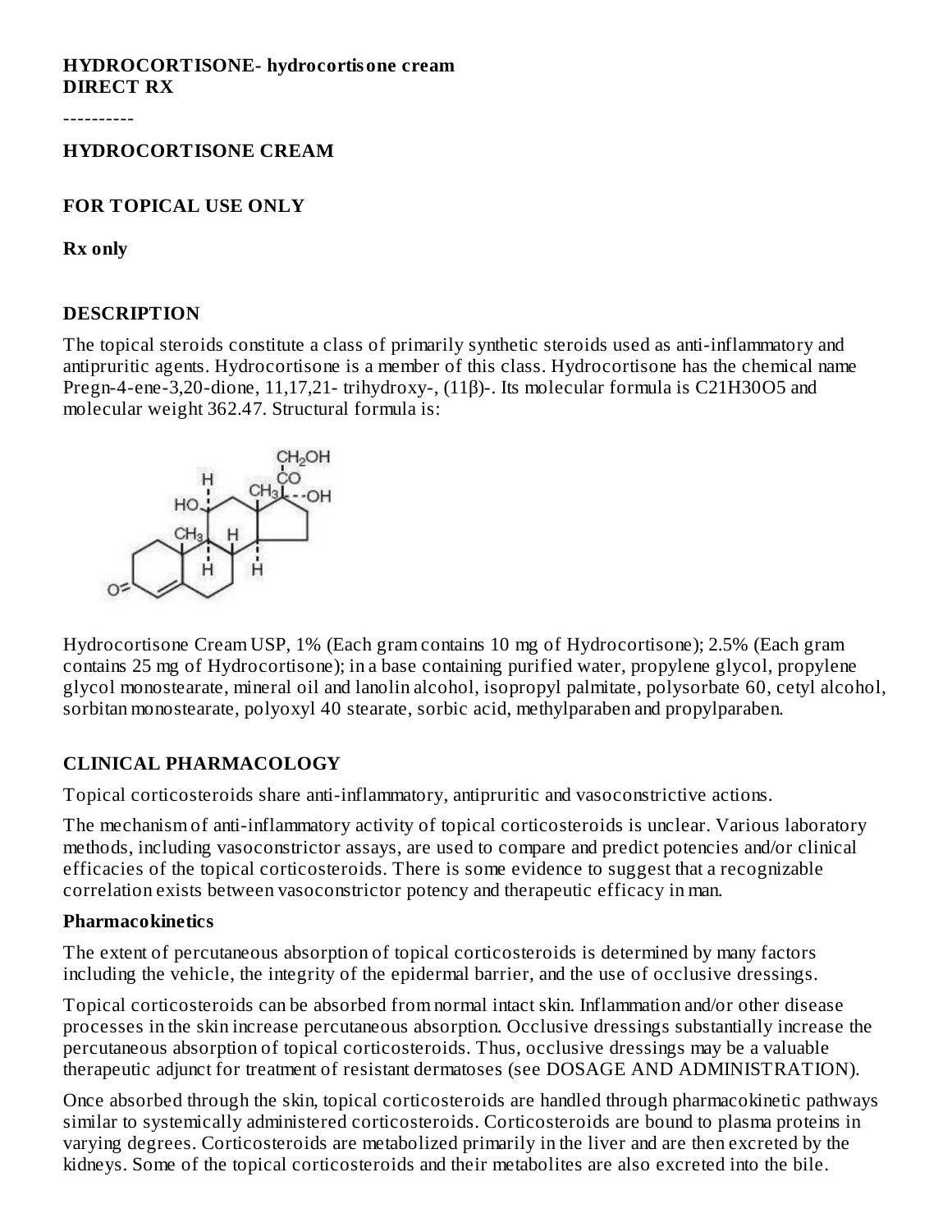**HYDROCORTISONE- hydrocortisone cream**
**DIRECT RX**

----------

**HYDROCORTISONE CREAM**

**FOR TOPICAL USE ONLY**

**Rx only**

## DESCRIPTION

The topical steroids constitute a class of primarily synthetic steroids used as anti-inflammatory and antipruritic agents. Hydrocortisone is a member of this class. Hydrocortisone has the chemical name Pregn-4-ene-3,20-dione, 11,17,21- trihydroxy-, (11β)-. Its molecular formula is $C_{21}H_{30}O_5$ and molecular weight 362.47. Structural formula is:

Hydrocortisone Cream USP, 1% (Each gram contains 10 mg of Hydrocortisone); 2.5% (Each gram contains 25 mg of Hydrocortisone); in a base containing purified water, propylene glycol, propylene glycol monostearate, mineral oil and lanolin alcohol, isopropyl palmitate, polysorbate 60, cetyl alcohol, sorbitan monostearate, polyoxyl 40 stearate, sorbic acid, methylparaben and propylparaben.

## CLINICAL PHARMACOLOGY

Topical corticosteroids share anti-inflammatory, antipruritic and vasoconstrictive actions.

The mechanism of anti-inflammatory activity of topical corticosteroids is unclear. Various laboratory methods, including vasoconstrictor assays, are used to compare and predict potencies and/or clinical efficacies of the topical corticosteroids. There is some evidence to suggest that a recognizable correlation exists between vasoconstrictor potency and therapeutic efficacy in man.

### Pharmacokinetics

The extent of percutaneous absorption of topical corticosteroids is determined by many factors including the vehicle, the integrity of the epidermal barrier, and the use of occlusive dressings.

Topical corticosteroids can be absorbed from normal intact skin. Inflammation and/or other disease processes in the skin increase percutaneous absorption. Occlusive dressings substantially increase the percutaneous absorption of topical corticosteroids. Thus, occlusive dressings may be a valuable therapeutic adjunct for treatment of resistant dermatoses (see DOSAGE AND ADMINISTRATION).

Once absorbed through the skin, topical corticosteroids are handled through pharmacokinetic pathways similar to systemically administered corticosteroids. Corticosteroids are bound to plasma proteins in varying degrees. Corticosteroids are metabolized primarily in the liver and are then excreted by the kidneys. Some of the topical corticosteroids and their metabolites are also excreted into the bile.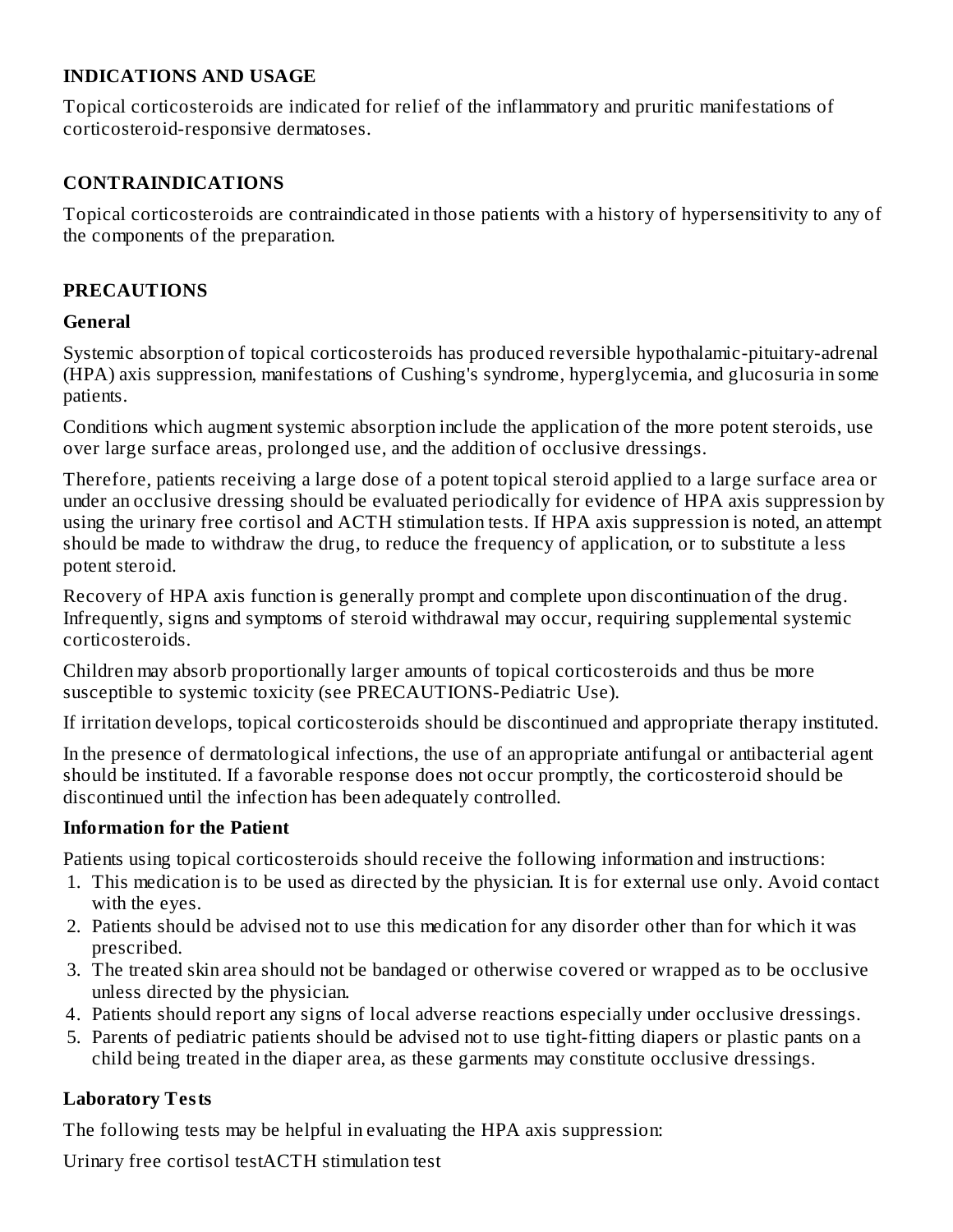## INDICATIONS AND USAGE

Topical corticosteroids are indicated for relief of the inflammatory and pruritic manifestations of corticosteroid-responsive dermatoses.

## CONTRAINDICATIONS

Topical corticosteroids are contraindicated in those patients with a history of hypersensitivity to any of the components of the preparation.

## PRECAUTIONS

### General

Systemic absorption of topical corticosteroids has produced reversible hypothalamic-pituitary-adrenal (HPA) axis suppression, manifestations of Cushing's syndrome, hyperglycemia, and glucosuria in some patients.

Conditions which augment systemic absorption include the application of the more potent steroids, use over large surface areas, prolonged use, and the addition of occlusive dressings.

Therefore, patients receiving a large dose of a potent topical steroid applied to a large surface area or under an occlusive dressing should be evaluated periodically for evidence of HPA axis suppression by using the urinary free cortisol and ACTH stimulation tests. If HPA axis suppression is noted, an attempt should be made to withdraw the drug, to reduce the frequency of application, or to substitute a less potent steroid.

Recovery of HPA axis function is generally prompt and complete upon discontinuation of the drug. Infrequently, signs and symptoms of steroid withdrawal may occur, requiring supplemental systemic corticosteroids.

Children may absorb proportionally larger amounts of topical corticosteroids and thus be more susceptible to systemic toxicity (see PRECAUTIONS-Pediatric Use).

If irritation develops, topical corticosteroids should be discontinued and appropriate therapy instituted.

In the presence of dermatological infections, the use of an appropriate antifungal or antibacterial agent should be instituted. If a favorable response does not occur promptly, the corticosteroid should be discontinued until the infection has been adequately controlled.

### Information for the Patient

Patients using topical corticosteroids should receive the following information and instructions:

1. This medication is to be used as directed by the physician. It is for external use only. Avoid contact with the eyes.
2. Patients should be advised not to use this medication for any disorder other than for which it was prescribed.
3. The treated skin area should not be bandaged or otherwise covered or wrapped as to be occlusive unless directed by the physician.
4. Patients should report any signs of local adverse reactions especially under occlusive dressings.
5. Parents of pediatric patients should be advised not to use tight-fitting diapers or plastic pants on a child being treated in the diaper area, as these garments may constitute occlusive dressings.

### Laboratory Tests

The following tests may be helpful in evaluating the HPA axis suppression:

Urinary free cortisol testACTH stimulation test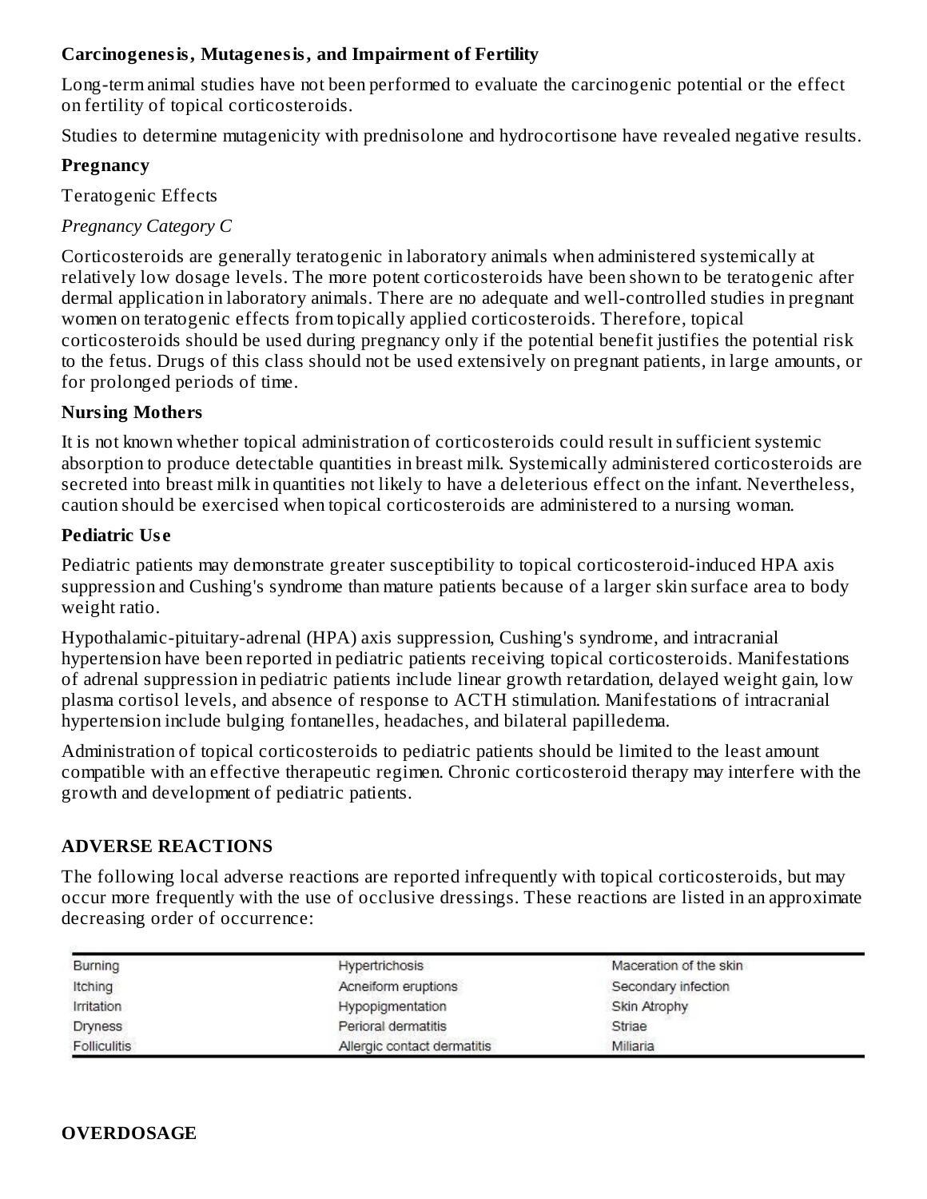### Carcinogenesis, Mutagenesis, and Impairment of Fertility

Long-term animal studies have not been performed to evaluate the carcinogenic potential or the effect on fertility of topical corticosteroids.

Studies to determine mutagenicity with prednisolone and hydrocortisone have revealed negative results.

### Pregnancy

Teratogenic Effects

*Pregnancy Category C*

Corticosteroids are generally teratogenic in laboratory animals when administered systemically at relatively low dosage levels. The more potent corticosteroids have been shown to be teratogenic after dermal application in laboratory animals. There are no adequate and well-controlled studies in pregnant women on teratogenic effects from topically applied corticosteroids. Therefore, topical corticosteroids should be used during pregnancy only if the potential benefit justifies the potential risk to the fetus. Drugs of this class should not be used extensively on pregnant patients, in large amounts, or for prolonged periods of time.

### Nursing Mothers

It is not known whether topical administration of corticosteroids could result in sufficient systemic absorption to produce detectable quantities in breast milk. Systemically administered corticosteroids are secreted into breast milk in quantities not likely to have a deleterious effect on the infant. Nevertheless, caution should be exercised when topical corticosteroids are administered to a nursing woman.

### Pediatric Use

Pediatric patients may demonstrate greater susceptibility to topical corticosteroid-induced HPA axis suppression and Cushing's syndrome than mature patients because of a larger skin surface area to body weight ratio.

Hypothalamic-pituitary-adrenal (HPA) axis suppression, Cushing's syndrome, and intracranial hypertension have been reported in pediatric patients receiving topical corticosteroids. Manifestations of adrenal suppression in pediatric patients include linear growth retardation, delayed weight gain, low plasma cortisol levels, and absence of response to ACTH stimulation. Manifestations of intracranial hypertension include bulging fontanelles, headaches, and bilateral papilledema.

Administration of topical corticosteroids to pediatric patients should be limited to the least amount compatible with an effective therapeutic regimen. Chronic corticosteroid therapy may interfere with the growth and development of pediatric patients.

## ADVERSE REACTIONS

The following local adverse reactions are reported infrequently with topical corticosteroids, but may occur more frequently with the use of occlusive dressings. These reactions are listed in an approximate decreasing order of occurrence:

| | | |
|---|---|---|
| Burning | Hypertrichosis | Maceration of the skin |
| Itching | Acneiform eruptions | Secondary infection |
| Irritation | Hypopigmentation | Skin Atrophy |
| Dryness | Perioral dermatitis | Striae |
| Folliculitis | Allergic contact dermatitis | Miliaria |

## OVERDOSAGE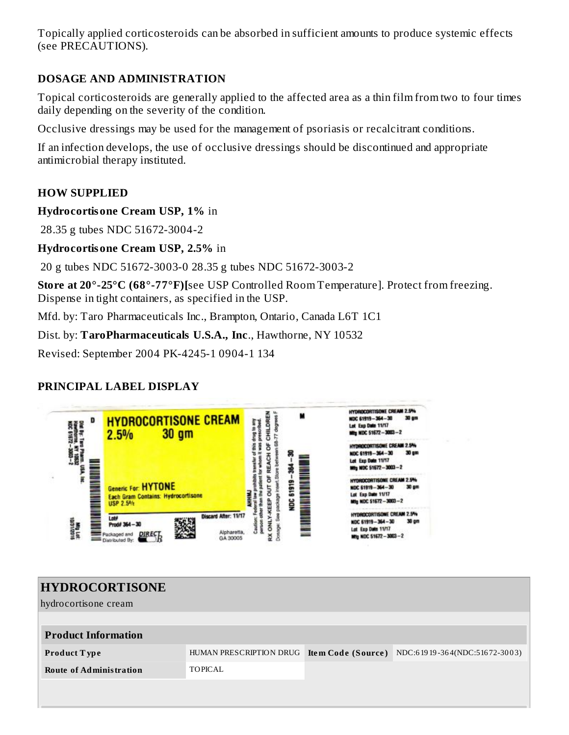Topically applied corticosteroids can be absorbed in sufficient amounts to produce systemic effects (see PRECAUTIONS).

## DOSAGE AND ADMINISTRATION

Topical corticosteroids are generally applied to the affected area as a thin film from two to four times daily depending on the severity of the condition.

Occlusive dressings may be used for the management of psoriasis or recalcitrant conditions.

If an infection develops, the use of occlusive dressings should be discontinued and appropriate antimicrobial therapy instituted.

## HOW SUPPLIED

**Hydrocortisone Cream USP, 1%** in

28.35 g tubes NDC 51672-3004-2

**Hydrocortisone Cream USP, 2.5%** in

20 g tubes NDC 51672-3003-0 28.35 g tubes NDC 51672-3003-2

**Store at 20°-25°C (68°-77°F)[**see USP Controlled Room Temperature]. Protect from freezing. Dispense in tight containers, as specified in the USP.

Mfd. by: Taro Pharmaceuticals Inc., Brampton, Ontario, Canada L6T 1C1

Dist. by: **TaroPharmaceuticals U.S.A., Inc**., Hawthorne, NY 10532

Revised: September 2004 PK-4245-1 0904-1 134

## PRINCIPAL LABEL DISPLAY

Dist By: Taro Pharm. USA, Inc. Hawthorne, NY 10532 NDC 51672-3003-2

D

HYDROCORTISONE CREAM 2.5% 30 gm

Generic For: HYTONE

Each Gram Contains: Hydrocortisone USP 2.5%

Lot# Prod# 364-30

Discard After: 11/17

Packaged and Distributed By: DIRECT Rx

Alpharetta, GA 30005

Mfg Lot: 10/31/2016

Caution: Federal law prohibits transfer of this drug to any person other than the patient for whom it was prescribed.

RX ONLY-KEEP OUT OF REACH OF CHILDREN

Dosage: See package insert. Store between 68-77 degrees F

NDC 61919-364-30

M

HYDROCORTISONE CREAM 2.5%
NDC 61919-364-30 30 gm
Lot Exp Date 11/17
Mfg NDC 51672-3003-2

HYDROCORTISONE CREAM 2.5%
NDC 61919-364-30 30 gm
Lot Exp Date 11/17
Mfg NDC 51672-3003-2

HYDROCORTISONE CREAM 2.5%
NDC 61919-364-30 30 gm
Lot Exp Date 11/17
Mfg NDC 51672-3003-2

HYDROCORTISONE CREAM 2.5%
NDC 61919-364-30 30 gm
Lot Exp Date 11/17
Mfg NDC 51672-3003-2

## HYDROCORTISONE

hydrocortisone cream

| Product Information | | | |
|---|---|---|---|
| **Product Type** | HUMAN PRESCRIPTION DRUG | **Item Code (Source)** | NDC:61919-364(NDC:51672-3003) |
| **Route of Administration** | TOPICAL | | |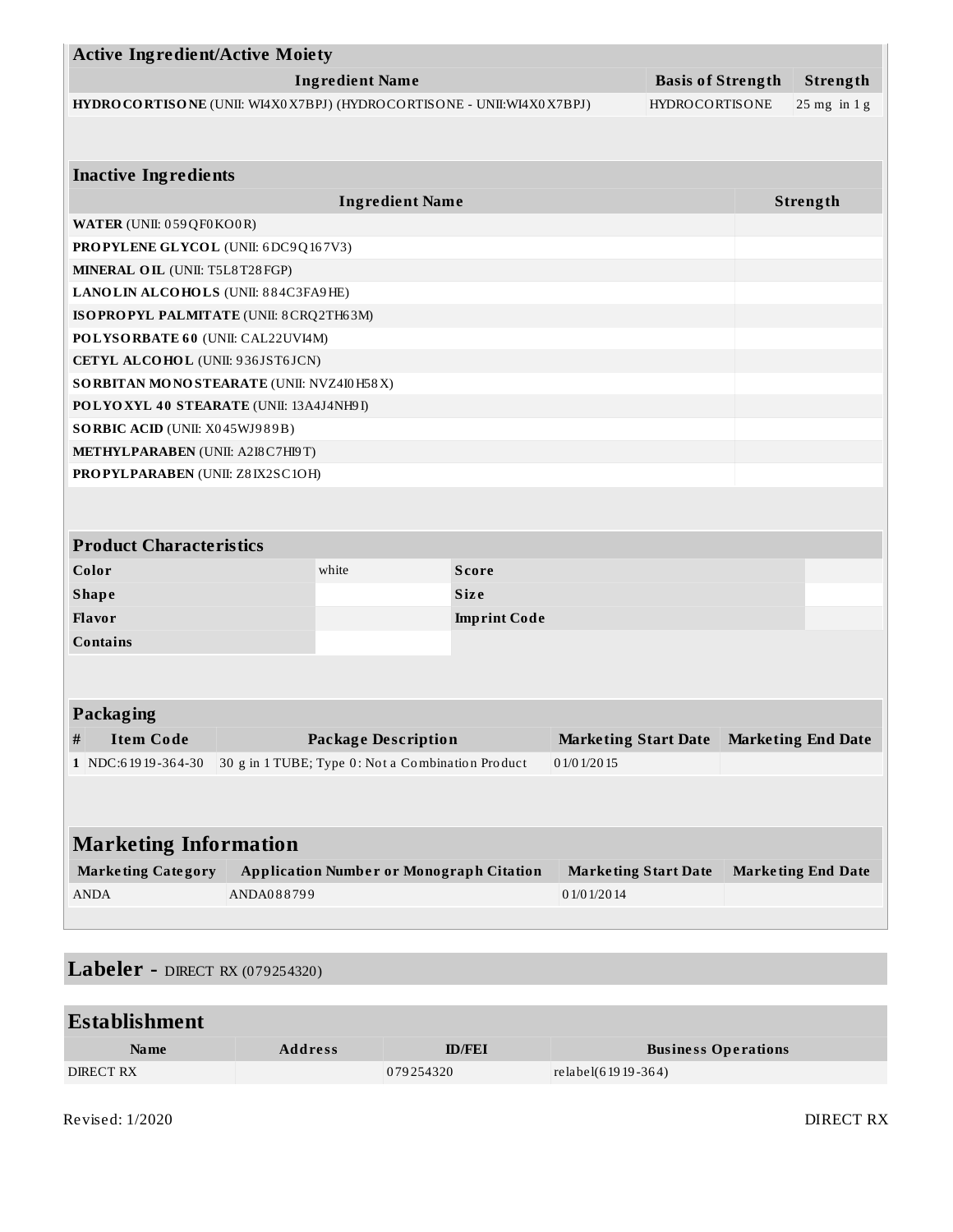| Active Ingredient/Active Moiety | | |
|---|---|---|
| **Ingredient Name** | **Basis of Strength** | **Strength** |
| **HYDROCORTISONE** (UNII: WI4X0X7BPJ) (HYDROCORTISONE - UNII:WI4X0X7BPJ) | HYDROCORTISONE | 25 mg in 1 g |

| Inactive Ingredients | |
|---|---|
| **Ingredient Name** | **Strength** |
| **WATER** (UNII: 059QF0KO0R) | |
| **PROPYLENE GLYCOL** (UNII: 6DC9Q167V3) | |
| **MINERAL OIL** (UNII: T5L8T28FGP) | |
| **LANOLIN ALCOHOLS** (UNII: 884C3FA9HE) | |
| **ISOPROPYL PALMITATE** (UNII: 8CRQ2TH63M) | |
| **POLYSORBATE 60** (UNII: CAL22UVI4M) | |
| **CETYL ALCOHOL** (UNII: 936JST6JCN) | |
| **SORBITAN MONOSTEARATE** (UNII: NVZ4I0H58X) | |
| **POLYOXYL 40 STEARATE** (UNII: 13A4J4NH9I) | |
| **SORBIC ACID** (UNII: X045WJ989B) | |
| **METHYLPARABEN** (UNII: A2I8C7HI9T) | |
| **PROPYLPARABEN** (UNII: Z8IX2SC1OH) | |

| Product Characteristics | | | |
|---|---|---|---|
| **Color** | white | **Score** | |
| **Shape** | | **Size** | |
| **Flavor** | | **Imprint Code** | |
| **Contains** | | | |

| Packaging | | | | |
|---|---|---|---|---|
| **#** | **Item Code** | **Package Description** | **Marketing Start Date** | **Marketing End Date** |
| 1 | NDC:61919-364-30 | 30 g in 1 TUBE; Type 0: Not a Combination Product | 01/01/2015 | |

| Marketing Information | | | |
|---|---|---|---|
| **Marketing Category** | **Application Number or Monograph Citation** | **Marketing Start Date** | **Marketing End Date** |
| ANDA | ANDA088799 | 01/01/2014 | |

## Labeler - DIRECT RX (079254320)

| Establishment | | | |
|---|---|---|---|
| **Name** | **Address** | **ID/FEI** | **Business Operations** |
| DIRECT RX | | 079254320 | relabel(61919-364) |

Revised: 1/2020

DIRECT RX